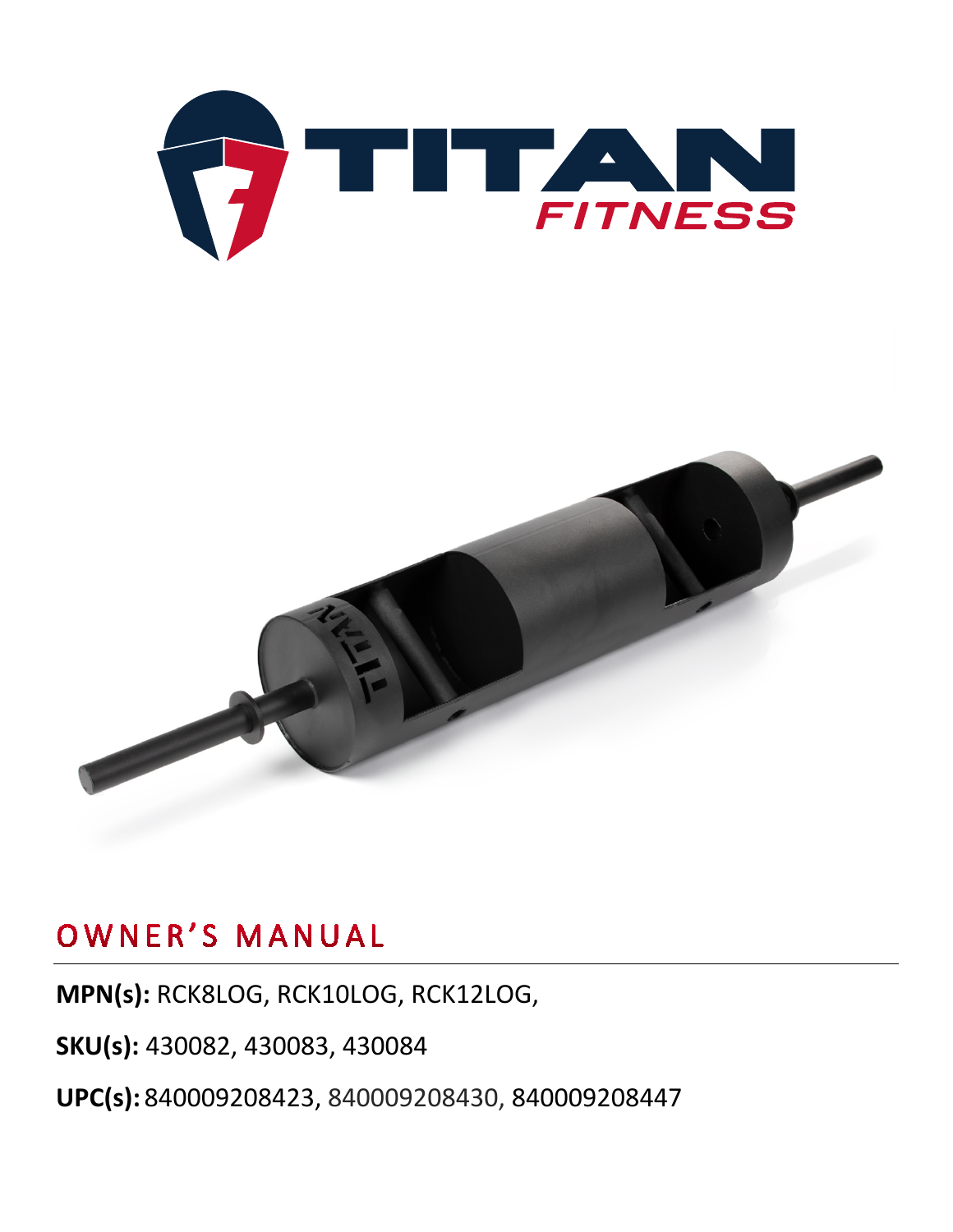# OWNER'S MANUAL

**MPN(s):** RCK8LOG, RCK10LOG, RCK12LOG,

**SKU(s):** 430082, 430083, 430084

**UPC(s):** 840009208423, 840009208430, 840009208447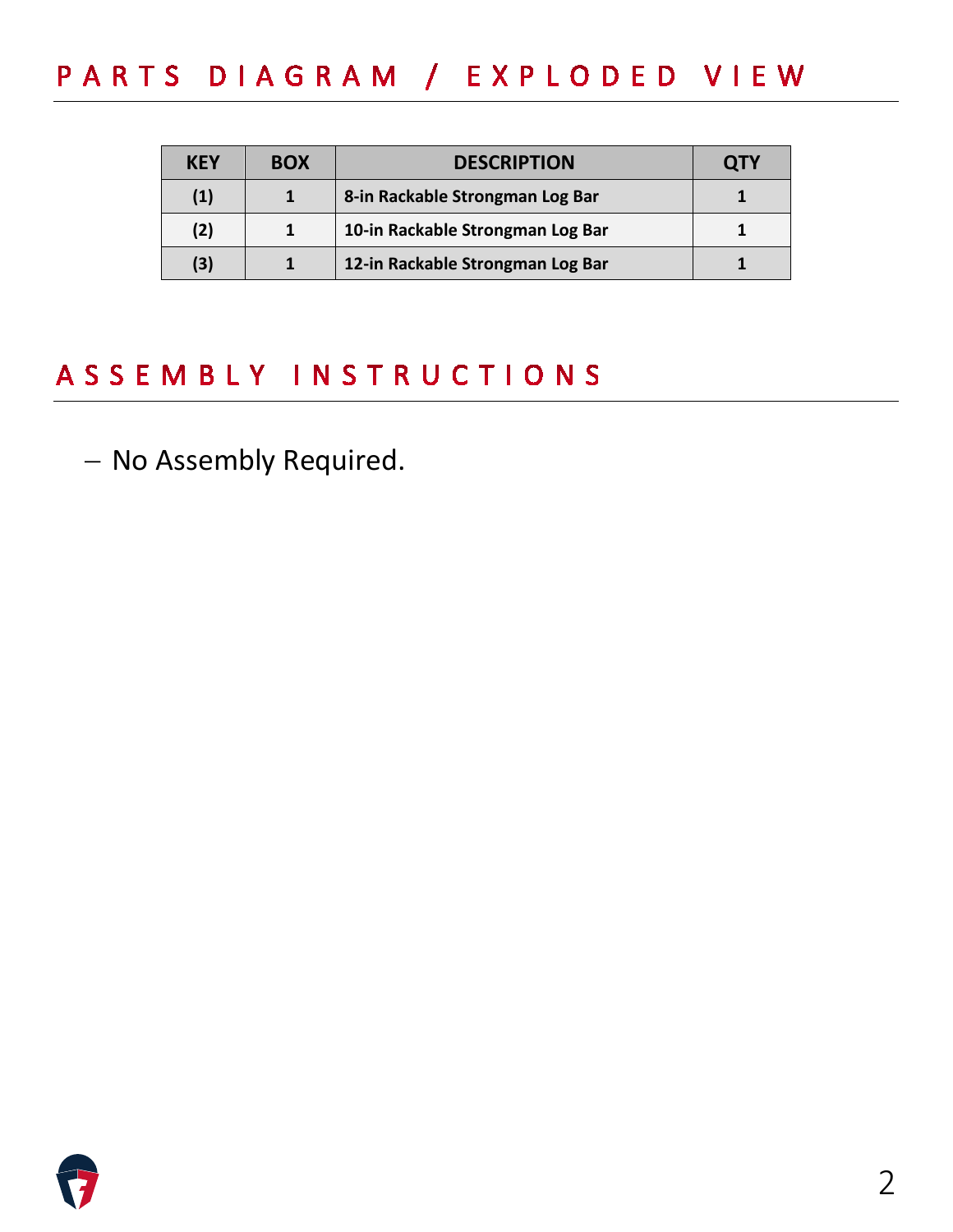## PARTS DIAGRAM / EXPLODED VIEW

| KEY | BOX | DESCRIPTION | QTY |
|---|---|---|---|
| (1) | 1 | 8-in Rackable Strongman Log Bar | 1 |
| (2) | 1 | 10-in Rackable Strongman Log Bar | 1 |
| (3) | 1 | 12-in Rackable Strongman Log Bar | 1 |

## ASSEMBLY INSTRUCTIONS

- No Assembly Required.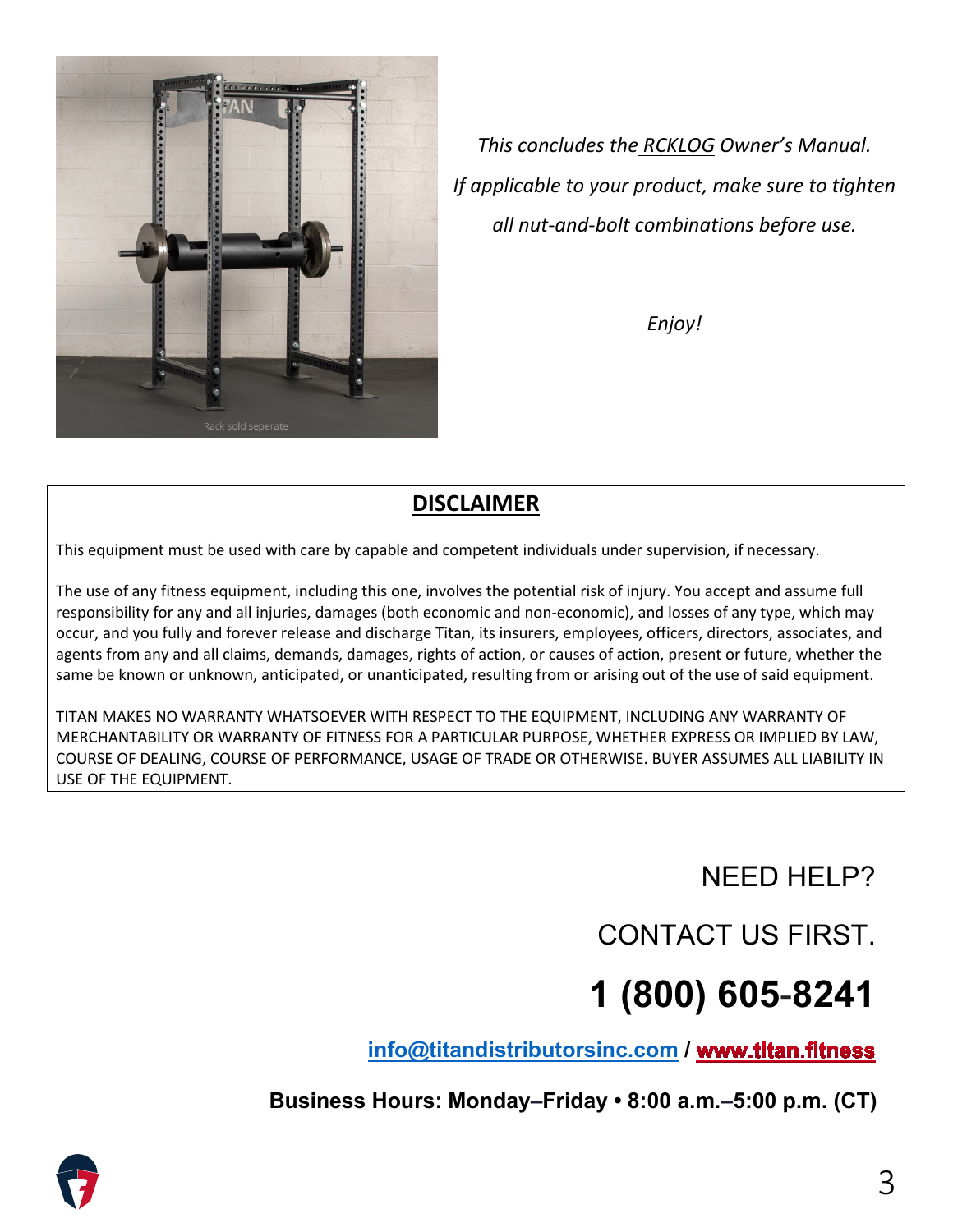*This concludes the RCKLOG Owner's Manual.*

*If applicable to your product, make sure to tighten all nut-and-bolt combinations before use.*

*Enjoy!*

## DISCLAIMER

This equipment must be used with care by capable and competent individuals under supervision, if necessary.

The use of any fitness equipment, including this one, involves the potential risk of injury. You accept and assume full responsibility for any and all injuries, damages (both economic and non-economic), and losses of any type, which may occur, and you fully and forever release and discharge Titan, its insurers, employees, officers, directors, associates, and agents from any and all claims, demands, damages, rights of action, or causes of action, present or future, whether the same be known or unknown, anticipated, or unanticipated, resulting from or arising out of the use of said equipment.

TITAN MAKES NO WARRANTY WHATSOEVER WITH RESPECT TO THE EQUIPMENT, INCLUDING ANY WARRANTY OF MERCHANTABILITY OR WARRANTY OF FITNESS FOR A PARTICULAR PURPOSE, WHETHER EXPRESS OR IMPLIED BY LAW, COURSE OF DEALING, COURSE OF PERFORMANCE, USAGE OF TRADE OR OTHERWISE. BUYER ASSUMES ALL LIABILITY IN USE OF THE EQUIPMENT.

NEED HELP?

CONTACT US FIRST.

**1 (800) 605-8241**

**info@titandistributorsinc.com / www.titan.fitness**

**Business Hours: Monday–Friday • 8:00 a.m.–5:00 p.m. (CT)**